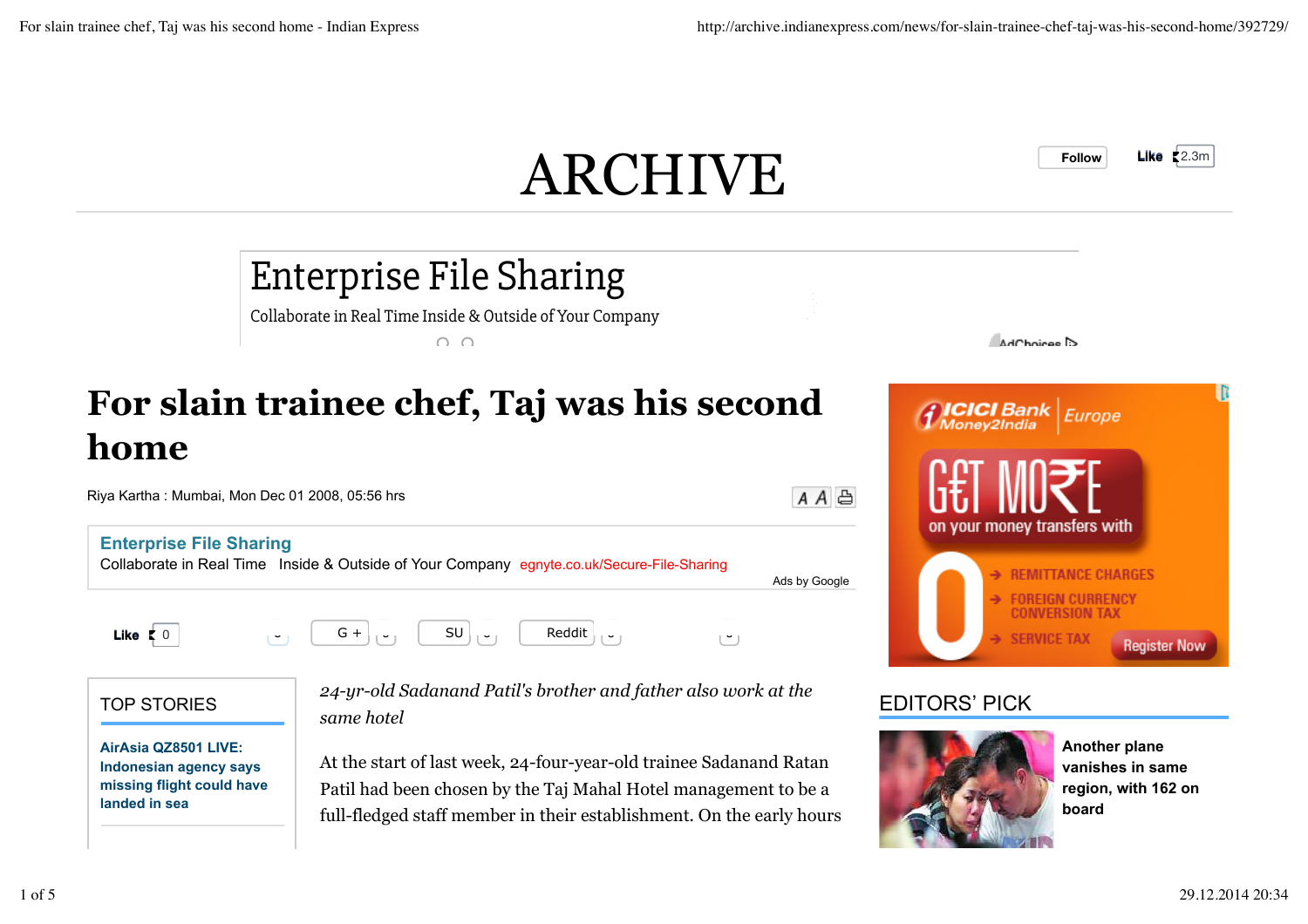# ARCHIVE

# For slain trainee chef, Taj was his second home

Riya Kartha : Mumbai, Mon Dec 01 2008, 05:56 hrs

### TOP STORIES

**AirAsia QZ8501 LIVE: Indonesian agency says missing flight could have landed in sea**

*24-yr-old Sadanand Patil's brother and father also work at the same hotel*

At the start of last week, 24-four-year-old trainee Sadanand Ratan Patil had been chosen by the Taj Mahal Hotel management to be a full-fledged staff member in their establishment. On the early hours

### EDITORS' PICK

**Another plane vanishes in same region, with 162 on board**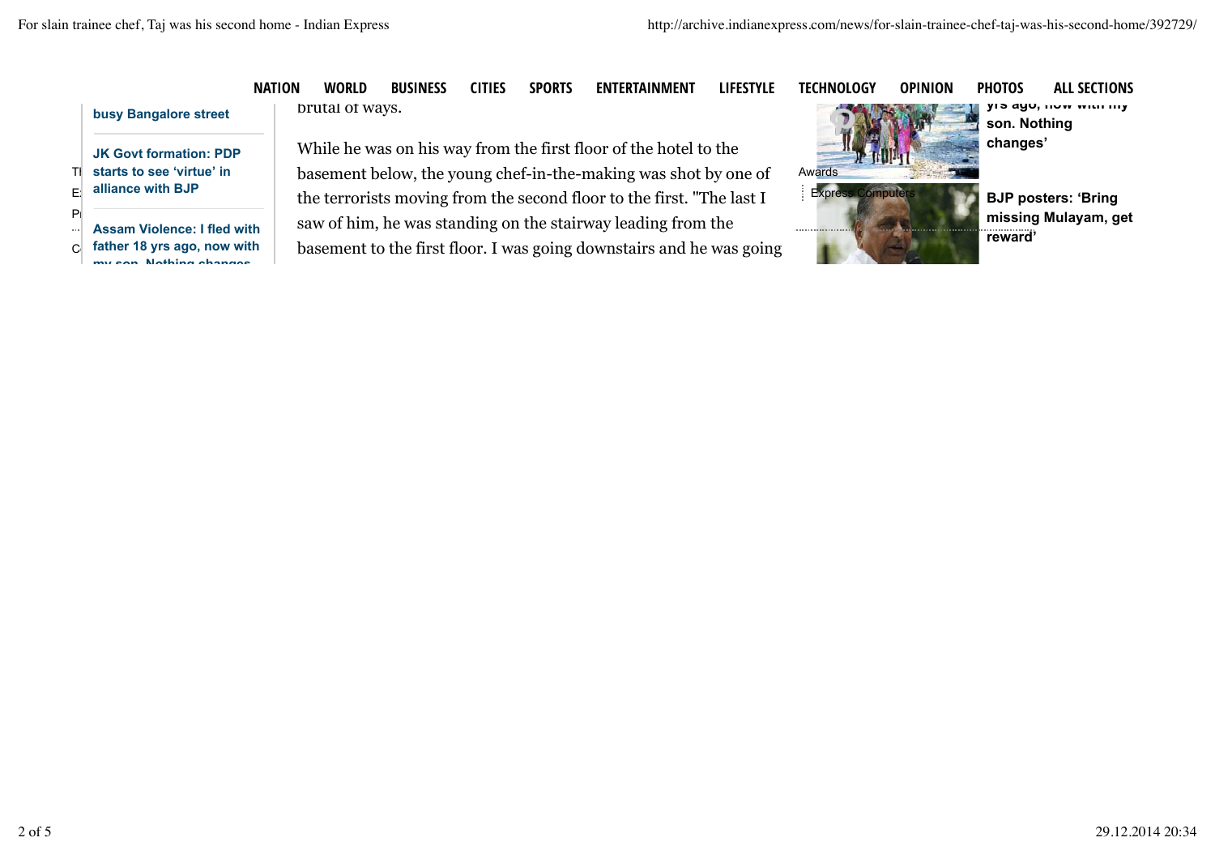brutal of ways.

While he was on his way from the first floor of the hotel to the basement below, the young chef-in-the-making was shot by one of the terrorists moving from the second floor to the first. "The last I saw of him, he was standing on the stairway leading from the basement to the first floor. I was going downstairs and he was going